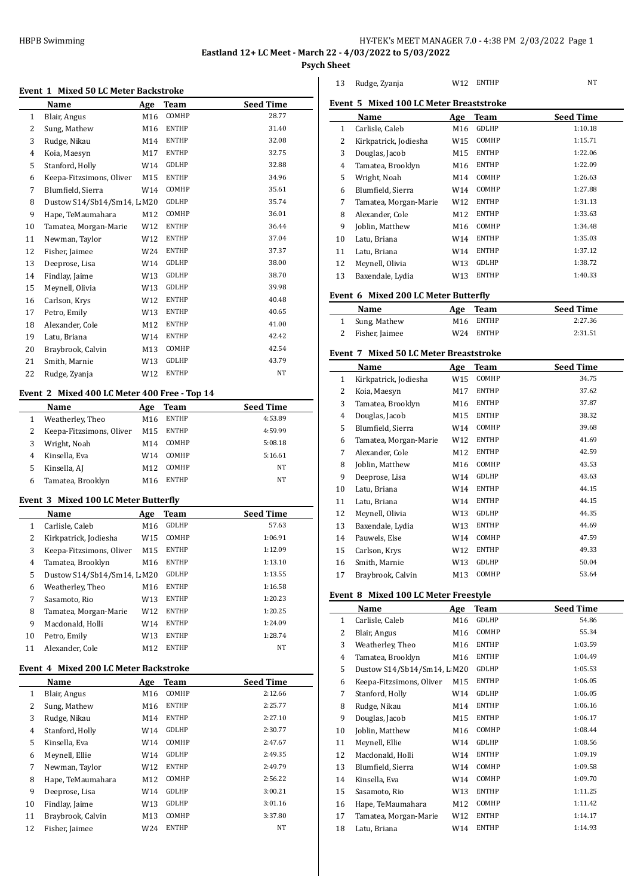**Eastland 12+ LC Meet - March 22 - 4/03/2022 to 5/03/2022**

**Psych Sheet**

### Event 1 Mixed 50 LC Meter Backstroke

| | Name | Age | Team | Seed Time |
|---|---|---|---|---|
| 1 | Blair, Angus | M16 | COMHP | 28.77 |
| 2 | Sung, Mathew | M16 | ENTHP | 31.40 |
| 3 | Rudge, Nikau | M14 | ENTHP | 32.08 |
| 4 | Koia, Maesyn | M17 | ENTHP | 32.75 |
| 5 | Stanford, Holly | W14 | GDLHP | 32.88 |
| 6 | Keepa-Fitzsimons, Oliver | M15 | ENTHP | 34.96 |
| 7 | Blumfield, Sierra | W14 | COMHP | 35.61 |
| 8 | Dustow S14/Sb14/Sm14, L | M20 | GDLHP | 35.74 |
| 9 | Hape, TeMaumahara | M12 | COMHP | 36.01 |
| 10 | Tamatea, Morgan-Marie | W12 | ENTHP | 36.44 |
| 11 | Newman, Taylor | W12 | ENTHP | 37.04 |
| 12 | Fisher, Jaimee | W24 | ENTHP | 37.37 |
| 13 | Deeprose, Lisa | W14 | GDLHP | 38.00 |
| 14 | Findlay, Jaime | W13 | GDLHP | 38.70 |
| 15 | Meynell, Olivia | W13 | GDLHP | 39.98 |
| 16 | Carlson, Krys | W12 | ENTHP | 40.48 |
| 17 | Petro, Emily | W13 | ENTHP | 40.65 |
| 18 | Alexander, Cole | M12 | ENTHP | 41.00 |
| 19 | Latu, Briana | W14 | ENTHP | 42.42 |
| 20 | Braybrook, Calvin | M13 | COMHP | 42.54 |
| 21 | Smith, Marnie | W13 | GDLHP | 43.79 |
| 22 | Rudge, Zyanja | W12 | ENTHP | NT |

### Event 2 Mixed 400 LC Meter 400 Free - Top 14

| | Name | Age | Team | Seed Time |
|---|---|---|---|---|
| 1 | Weatherley, Theo | M16 | ENTHP | 4:53.89 |
| 2 | Keepa-Fitzsimons, Oliver | M15 | ENTHP | 4:59.99 |
| 3 | Wright, Noah | M14 | COMHP | 5:08.18 |
| 4 | Kinsella, Eva | W14 | COMHP | 5:16.61 |
| 5 | Kinsella, AJ | M12 | COMHP | NT |
| 6 | Tamatea, Brooklyn | M16 | ENTHP | NT |

### Event 3 Mixed 100 LC Meter Butterfly

| | Name | Age | Team | Seed Time |
|---|---|---|---|---|
| 1 | Carlisle, Caleb | M16 | GDLHP | 57.63 |
| 2 | Kirkpatrick, Jodiesha | W15 | COMHP | 1:06.91 |
| 3 | Keepa-Fitzsimons, Oliver | M15 | ENTHP | 1:12.09 |
| 4 | Tamatea, Brooklyn | M16 | ENTHP | 1:13.10 |
| 5 | Dustow S14/Sb14/Sm14, L | M20 | GDLHP | 1:13.55 |
| 6 | Weatherley, Theo | M16 | ENTHP | 1:16.58 |
| 7 | Sasamoto, Rio | W13 | ENTHP | 1:20.23 |
| 8 | Tamatea, Morgan-Marie | W12 | ENTHP | 1:20.25 |
| 9 | Macdonald, Holli | W14 | ENTHP | 1:24.09 |
| 10 | Petro, Emily | W13 | ENTHP | 1:28.74 |
| 11 | Alexander, Cole | M12 | ENTHP | NT |

### Event 4 Mixed 200 LC Meter Backstroke

| | Name | Age | Team | Seed Time |
|---|---|---|---|---|
| 1 | Blair, Angus | M16 | COMHP | 2:12.66 |
| 2 | Sung, Mathew | M16 | ENTHP | 2:25.77 |
| 3 | Rudge, Nikau | M14 | ENTHP | 2:27.10 |
| 4 | Stanford, Holly | W14 | GDLHP | 2:30.77 |
| 5 | Kinsella, Eva | W14 | COMHP | 2:47.67 |
| 6 | Meynell, Ellie | W14 | GDLHP | 2:49.35 |
| 7 | Newman, Taylor | W12 | ENTHP | 2:49.79 |
| 8 | Hape, TeMaumahara | M12 | COMHP | 2:56.22 |
| 9 | Deeprose, Lisa | W14 | GDLHP | 3:00.21 |
| 10 | Findlay, Jaime | W13 | GDLHP | 3:01.16 |
| 11 | Braybrook, Calvin | M13 | COMHP | 3:37.80 |
| 12 | Fisher, Jaimee | W24 | ENTHP | NT |
| 13 | Rudge, Zyanja | W12 | ENTHP | NT |

### Event 5 Mixed 100 LC Meter Breaststroke

| | Name | Age | Team | Seed Time |
|---|---|---|---|---|
| 1 | Carlisle, Caleb | M16 | GDLHP | 1:10.18 |
| 2 | Kirkpatrick, Jodiesha | W15 | COMHP | 1:15.71 |
| 3 | Douglas, Jacob | M15 | ENTHP | 1:22.06 |
| 4 | Tamatea, Brooklyn | M16 | ENTHP | 1:22.09 |
| 5 | Wright, Noah | M14 | COMHP | 1:26.63 |
| 6 | Blumfield, Sierra | W14 | COMHP | 1:27.88 |
| 7 | Tamatea, Morgan-Marie | W12 | ENTHP | 1:31.13 |
| 8 | Alexander, Cole | M12 | ENTHP | 1:33.63 |
| 9 | Joblin, Matthew | M16 | COMHP | 1:34.48 |
| 10 | Latu, Briana | W14 | ENTHP | 1:35.03 |
| 11 | Latu, Briana | W14 | ENTHP | 1:37.12 |
| 12 | Meynell, Olivia | W13 | GDLHP | 1:38.72 |
| 13 | Baxendale, Lydia | W13 | ENTHP | 1:40.33 |

### Event 6 Mixed 200 LC Meter Butterfly

| | Name | Age | Team | Seed Time |
|---|---|---|---|---|
| 1 | Sung, Mathew | M16 | ENTHP | 2:27.36 |
| 2 | Fisher, Jaimee | W24 | ENTHP | 2:31.51 |

### Event 7 Mixed 50 LC Meter Breaststroke

| | Name | Age | Team | Seed Time |
|---|---|---|---|---|
| 1 | Kirkpatrick, Jodiesha | W15 | COMHP | 34.75 |
| 2 | Koia, Maesyn | M17 | ENTHP | 37.62 |
| 3 | Tamatea, Brooklyn | M16 | ENTHP | 37.87 |
| 4 | Douglas, Jacob | M15 | ENTHP | 38.32 |
| 5 | Blumfield, Sierra | W14 | COMHP | 39.68 |
| 6 | Tamatea, Morgan-Marie | W12 | ENTHP | 41.69 |
| 7 | Alexander, Cole | M12 | ENTHP | 42.59 |
| 8 | Joblin, Matthew | M16 | COMHP | 43.53 |
| 9 | Deeprose, Lisa | W14 | GDLHP | 43.63 |
| 10 | Latu, Briana | W14 | ENTHP | 44.15 |
| 11 | Latu, Briana | W14 | ENTHP | 44.15 |
| 12 | Meynell, Olivia | W13 | GDLHP | 44.35 |
| 13 | Baxendale, Lydia | W13 | ENTHP | 44.69 |
| 14 | Pauwels, Else | W14 | COMHP | 47.59 |
| 15 | Carlson, Krys | W12 | ENTHP | 49.33 |
| 16 | Smith, Marnie | W13 | GDLHP | 50.04 |
| 17 | Braybrook, Calvin | M13 | COMHP | 53.64 |

### Event 8 Mixed 100 LC Meter Freestyle

| | Name | Age | Team | Seed Time |
|---|---|---|---|---|
| 1 | Carlisle, Caleb | M16 | GDLHP | 54.86 |
| 2 | Blair, Angus | M16 | COMHP | 55.34 |
| 3 | Weatherley, Theo | M16 | ENTHP | 1:03.59 |
| 4 | Tamatea, Brooklyn | M16 | ENTHP | 1:04.49 |
| 5 | Dustow S14/Sb14/Sm14, L | M20 | GDLHP | 1:05.53 |
| 6 | Keepa-Fitzsimons, Oliver | M15 | ENTHP | 1:06.05 |
| 7 | Stanford, Holly | W14 | GDLHP | 1:06.05 |
| 8 | Rudge, Nikau | M14 | ENTHP | 1:06.16 |
| 9 | Douglas, Jacob | M15 | ENTHP | 1:06.17 |
| 10 | Joblin, Matthew | M16 | COMHP | 1:08.44 |
| 11 | Meynell, Ellie | W14 | GDLHP | 1:08.56 |
| 12 | Macdonald, Holli | W14 | ENTHP | 1:09.19 |
| 13 | Blumfield, Sierra | W14 | COMHP | 1:09.58 |
| 14 | Kinsella, Eva | W14 | COMHP | 1:09.70 |
| 15 | Sasamoto, Rio | W13 | ENTHP | 1:11.25 |
| 16 | Hape, TeMaumahara | M12 | COMHP | 1:11.42 |
| 17 | Tamatea, Morgan-Marie | W12 | ENTHP | 1:14.17 |
| 18 | Latu, Briana | W14 | ENTHP | 1:14.93 |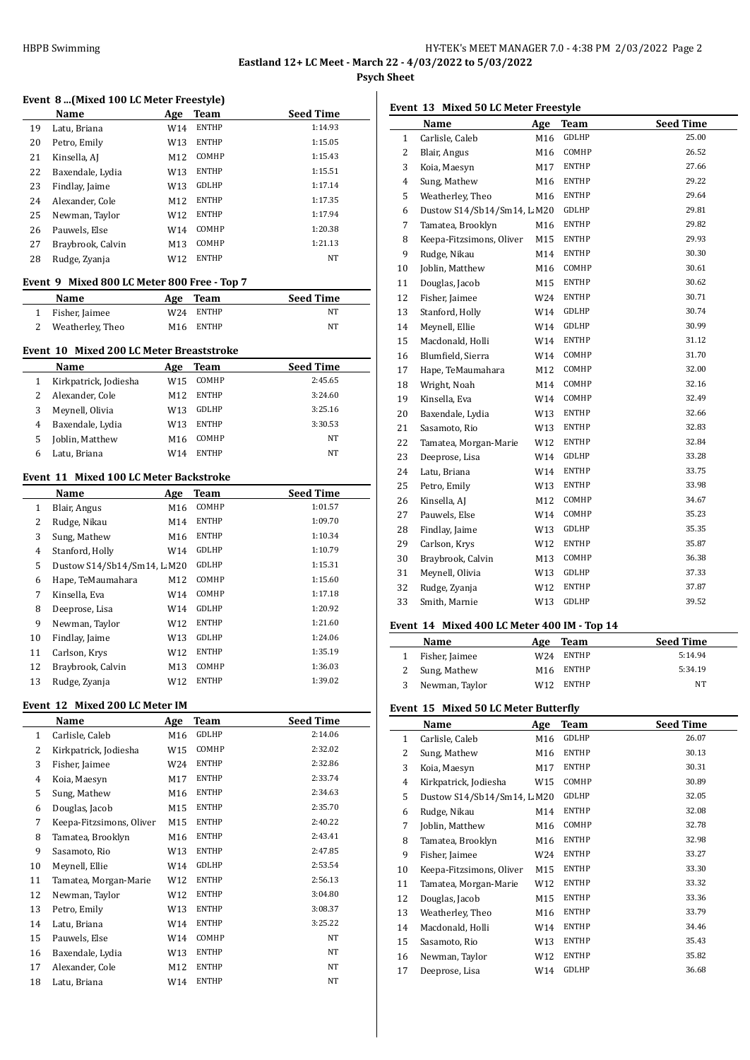**Eastland 12+ LC Meet - March 22 - 4/03/2022 to 5/03/2022**

**Psych Sheet**

### Event 8 ...(Mixed 100 LC Meter Freestyle)

| | Name | Age | Team | Seed Time |
|---|---|---|---|---|
| 19 | Latu, Briana | W14 | ENTHP | 1:14.93 |
| 20 | Petro, Emily | W13 | ENTHP | 1:15.05 |
| 21 | Kinsella, AJ | M12 | COMHP | 1:15.43 |
| 22 | Baxendale, Lydia | W13 | ENTHP | 1:15.51 |
| 23 | Findlay, Jaime | W13 | GDLHP | 1:17.14 |
| 24 | Alexander, Cole | M12 | ENTHP | 1:17.35 |
| 25 | Newman, Taylor | W12 | ENTHP | 1:17.94 |
| 26 | Pauwels, Else | W14 | COMHP | 1:20.38 |
| 27 | Braybrook, Calvin | M13 | COMHP | 1:21.13 |
| 28 | Rudge, Zyanja | W12 | ENTHP | NT |

### Event 9 Mixed 800 LC Meter 800 Free - Top 7

| | Name | Age | Team | Seed Time |
|---|---|---|---|---|
| 1 | Fisher, Jaimee | W24 | ENTHP | NT |
| 2 | Weatherley, Theo | M16 | ENTHP | NT |

### Event 10 Mixed 200 LC Meter Breaststroke

| | Name | Age | Team | Seed Time |
|---|---|---|---|---|
| 1 | Kirkpatrick, Jodiesha | W15 | COMHP | 2:45.65 |
| 2 | Alexander, Cole | M12 | ENTHP | 3:24.60 |
| 3 | Meynell, Olivia | W13 | GDLHP | 3:25.16 |
| 4 | Baxendale, Lydia | W13 | ENTHP | 3:30.53 |
| 5 | Joblin, Matthew | M16 | COMHP | NT |
| 6 | Latu, Briana | W14 | ENTHP | NT |

### Event 11 Mixed 100 LC Meter Backstroke

| | Name | Age | Team | Seed Time |
|---|---|---|---|---|
| 1 | Blair, Angus | M16 | COMHP | 1:01.57 |
| 2 | Rudge, Nikau | M14 | ENTHP | 1:09.70 |
| 3 | Sung, Mathew | M16 | ENTHP | 1:10.34 |
| 4 | Stanford, Holly | W14 | GDLHP | 1:10.79 |
| 5 | Dustow S14/Sb14/Sm14, L | M20 | GDLHP | 1:15.31 |
| 6 | Hape, TeMaumahara | M12 | COMHP | 1:15.60 |
| 7 | Kinsella, Eva | W14 | COMHP | 1:17.18 |
| 8 | Deeprose, Lisa | W14 | GDLHP | 1:20.92 |
| 9 | Newman, Taylor | W12 | ENTHP | 1:21.60 |
| 10 | Findlay, Jaime | W13 | GDLHP | 1:24.06 |
| 11 | Carlson, Krys | W12 | ENTHP | 1:35.19 |
| 12 | Braybrook, Calvin | M13 | COMHP | 1:36.03 |
| 13 | Rudge, Zyanja | W12 | ENTHP | 1:39.02 |

### Event 12 Mixed 200 LC Meter IM

| | Name | Age | Team | Seed Time |
|---|---|---|---|---|
| 1 | Carlisle, Caleb | M16 | GDLHP | 2:14.06 |
| 2 | Kirkpatrick, Jodiesha | W15 | COMHP | 2:32.02 |
| 3 | Fisher, Jaimee | W24 | ENTHP | 2:32.86 |
| 4 | Koia, Maesyn | M17 | ENTHP | 2:33.74 |
| 5 | Sung, Mathew | M16 | ENTHP | 2:34.63 |
| 6 | Douglas, Jacob | M15 | ENTHP | 2:35.70 |
| 7 | Keepa-Fitzsimons, Oliver | M15 | ENTHP | 2:40.22 |
| 8 | Tamatea, Brooklyn | M16 | ENTHP | 2:43.41 |
| 9 | Sasamoto, Rio | W13 | ENTHP | 2:47.85 |
| 10 | Meynell, Ellie | W14 | GDLHP | 2:53.54 |
| 11 | Tamatea, Morgan-Marie | W12 | ENTHP | 2:56.13 |
| 12 | Newman, Taylor | W12 | ENTHP | 3:04.80 |
| 13 | Petro, Emily | W13 | ENTHP | 3:08.37 |
| 14 | Latu, Briana | W14 | ENTHP | 3:25.22 |
| 15 | Pauwels, Else | W14 | COMHP | NT |
| 16 | Baxendale, Lydia | W13 | ENTHP | NT |
| 17 | Alexander, Cole | M12 | ENTHP | NT |
| 18 | Latu, Briana | W14 | ENTHP | NT |

### Event 13 Mixed 50 LC Meter Freestyle

| | Name | Age | Team | Seed Time |
|---|---|---|---|---|
| 1 | Carlisle, Caleb | M16 | GDLHP | 25.00 |
| 2 | Blair, Angus | M16 | COMHP | 26.52 |
| 3 | Koia, Maesyn | M17 | ENTHP | 27.66 |
| 4 | Sung, Mathew | M16 | ENTHP | 29.22 |
| 5 | Weatherley, Theo | M16 | ENTHP | 29.64 |
| 6 | Dustow S14/Sb14/Sm14, L | M20 | GDLHP | 29.81 |
| 7 | Tamatea, Brooklyn | M16 | ENTHP | 29.82 |
| 8 | Keepa-Fitzsimons, Oliver | M15 | ENTHP | 29.93 |
| 9 | Rudge, Nikau | M14 | ENTHP | 30.30 |
| 10 | Joblin, Matthew | M16 | COMHP | 30.61 |
| 11 | Douglas, Jacob | M15 | ENTHP | 30.62 |
| 12 | Fisher, Jaimee | W24 | ENTHP | 30.71 |
| 13 | Stanford, Holly | W14 | GDLHP | 30.74 |
| 14 | Meynell, Ellie | W14 | GDLHP | 30.99 |
| 15 | Macdonald, Holli | W14 | ENTHP | 31.12 |
| 16 | Blumfield, Sierra | W14 | COMHP | 31.70 |
| 17 | Hape, TeMaumahara | M12 | COMHP | 32.00 |
| 18 | Wright, Noah | M14 | COMHP | 32.16 |
| 19 | Kinsella, Eva | W14 | COMHP | 32.49 |
| 20 | Baxendale, Lydia | W13 | ENTHP | 32.66 |
| 21 | Sasamoto, Rio | W13 | ENTHP | 32.83 |
| 22 | Tamatea, Morgan-Marie | W12 | ENTHP | 32.84 |
| 23 | Deeprose, Lisa | W14 | GDLHP | 33.28 |
| 24 | Latu, Briana | W14 | ENTHP | 33.75 |
| 25 | Petro, Emily | W13 | ENTHP | 33.98 |
| 26 | Kinsella, AJ | M12 | COMHP | 34.67 |
| 27 | Pauwels, Else | W14 | COMHP | 35.23 |
| 28 | Findlay, Jaime | W13 | GDLHP | 35.35 |
| 29 | Carlson, Krys | W12 | ENTHP | 35.87 |
| 30 | Braybrook, Calvin | M13 | COMHP | 36.38 |
| 31 | Meynell, Olivia | W13 | GDLHP | 37.33 |
| 32 | Rudge, Zyanja | W12 | ENTHP | 37.87 |
| 33 | Smith, Marnie | W13 | GDLHP | 39.52 |

### Event 14 Mixed 400 LC Meter 400 IM - Top 14

| | Name | Age | Team | Seed Time |
|---|---|---|---|---|
| 1 | Fisher, Jaimee | W24 | ENTHP | 5:14.94 |
| 2 | Sung, Mathew | M16 | ENTHP | 5:34.19 |
| 3 | Newman, Taylor | W12 | ENTHP | NT |

### Event 15 Mixed 50 LC Meter Butterfly

| | Name | Age | Team | Seed Time |
|---|---|---|---|---|
| 1 | Carlisle, Caleb | M16 | GDLHP | 26.07 |
| 2 | Sung, Mathew | M16 | ENTHP | 30.13 |
| 3 | Koia, Maesyn | M17 | ENTHP | 30.31 |
| 4 | Kirkpatrick, Jodiesha | W15 | COMHP | 30.89 |
| 5 | Dustow S14/Sb14/Sm14, L | M20 | GDLHP | 32.05 |
| 6 | Rudge, Nikau | M14 | ENTHP | 32.08 |
| 7 | Joblin, Matthew | M16 | COMHP | 32.78 |
| 8 | Tamatea, Brooklyn | M16 | ENTHP | 32.98 |
| 9 | Fisher, Jaimee | W24 | ENTHP | 33.27 |
| 10 | Keepa-Fitzsimons, Oliver | M15 | ENTHP | 33.30 |
| 11 | Tamatea, Morgan-Marie | W12 | ENTHP | 33.32 |
| 12 | Douglas, Jacob | M15 | ENTHP | 33.36 |
| 13 | Weatherley, Theo | M16 | ENTHP | 33.79 |
| 14 | Macdonald, Holli | W14 | ENTHP | 34.46 |
| 15 | Sasamoto, Rio | W13 | ENTHP | 35.43 |
| 16 | Newman, Taylor | W12 | ENTHP | 35.82 |
| 17 | Deeprose, Lisa | W14 | GDLHP | 36.68 |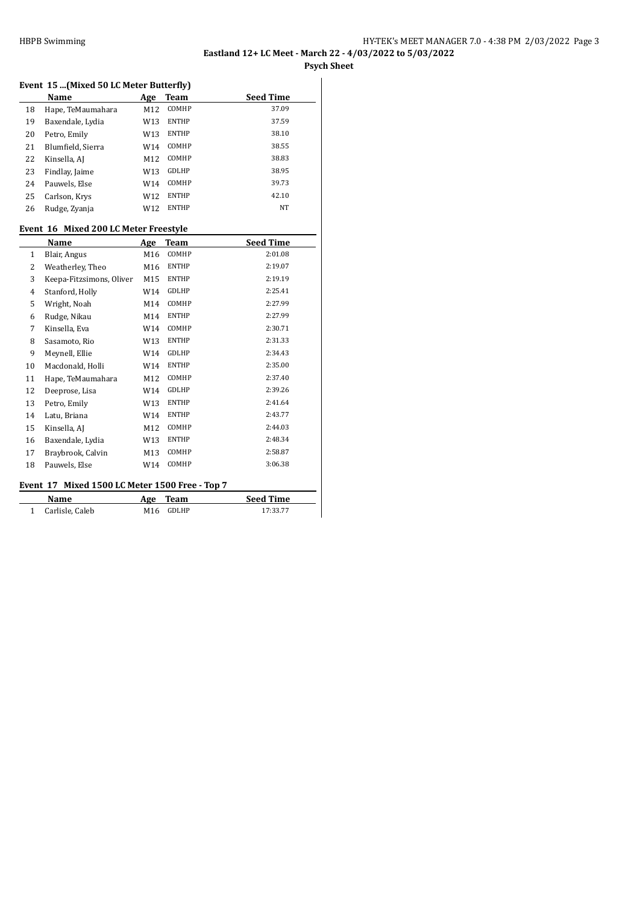**Eastland 12+ LC Meet - March 22 - 4/03/2022 to 5/03/2022**

**Psych Sheet**

### Event 15 ...(Mixed 50 LC Meter Butterfly)

| | Name | Age | Team | Seed Time |
|---|---|---|---|---|
| 18 | Hape, TeMaumahara | M12 | COMHP | 37.09 |
| 19 | Baxendale, Lydia | W13 | ENTHP | 37.59 |
| 20 | Petro, Emily | W13 | ENTHP | 38.10 |
| 21 | Blumfield, Sierra | W14 | COMHP | 38.55 |
| 22 | Kinsella, AJ | M12 | COMHP | 38.83 |
| 23 | Findlay, Jaime | W13 | GDLHP | 38.95 |
| 24 | Pauwels, Else | W14 | COMHP | 39.73 |
| 25 | Carlson, Krys | W12 | ENTHP | 42.10 |
| 26 | Rudge, Zyanja | W12 | ENTHP | NT |

### Event 16 Mixed 200 LC Meter Freestyle

| | Name | Age | Team | Seed Time |
|---|---|---|---|---|
| 1 | Blair, Angus | M16 | COMHP | 2:01.08 |
| 2 | Weatherley, Theo | M16 | ENTHP | 2:19.07 |
| 3 | Keepa-Fitzsimons, Oliver | M15 | ENTHP | 2:19.19 |
| 4 | Stanford, Holly | W14 | GDLHP | 2:25.41 |
| 5 | Wright, Noah | M14 | COMHP | 2:27.99 |
| 6 | Rudge, Nikau | M14 | ENTHP | 2:27.99 |
| 7 | Kinsella, Eva | W14 | COMHP | 2:30.71 |
| 8 | Sasamoto, Rio | W13 | ENTHP | 2:31.33 |
| 9 | Meynell, Ellie | W14 | GDLHP | 2:34.43 |
| 10 | Macdonald, Holli | W14 | ENTHP | 2:35.00 |
| 11 | Hape, TeMaumahara | M12 | COMHP | 2:37.40 |
| 12 | Deeprose, Lisa | W14 | GDLHP | 2:39.26 |
| 13 | Petro, Emily | W13 | ENTHP | 2:41.64 |
| 14 | Latu, Briana | W14 | ENTHP | 2:43.77 |
| 15 | Kinsella, AJ | M12 | COMHP | 2:44.03 |
| 16 | Baxendale, Lydia | W13 | ENTHP | 2:48.34 |
| 17 | Braybrook, Calvin | M13 | COMHP | 2:58.87 |
| 18 | Pauwels, Else | W14 | COMHP | 3:06.38 |

### Event 17 Mixed 1500 LC Meter 1500 Free - Top 7

| | Name | Age | Team | Seed Time |
|---|---|---|---|---|
| 1 | Carlisle, Caleb | M16 | GDLHP | 17:33.77 |